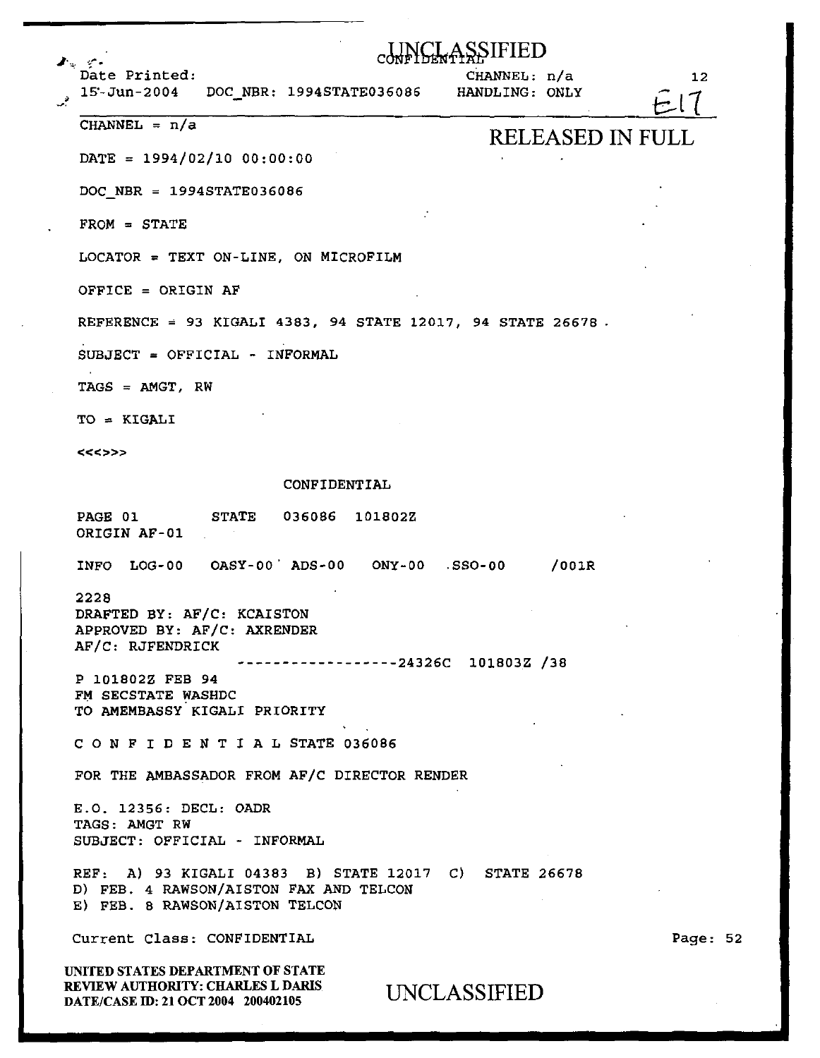UNCLASSIFIED
CONFIDENTIAL

Date Printed: 15-Jun-2004 DOC_NBR: 1994STATE036086 CHANNEL: n/a HANDLING: ONLY

E17

RELEASED IN FULL

CHANNEL = n/a

DATE = 1994/02/10 00:00:00

DOC_NBR = 1994STATE036086

FROM = STATE

LOCATOR = TEXT ON-LINE, ON MICROFILM

OFFICE = ORIGIN AF

REFERENCE = 93 KIGALI 4383, 94 STATE 12017, 94 STATE 26678.

SUBJECT = OFFICIAL - INFORMAL

TAGS = AMGT, RW

TO = KIGALI

<<<>>>

CONFIDENTIAL

PAGE 01 STATE 036086 101802Z
ORIGIN AF-01

INFO LOG-00 OASY-00 ADS-00 ONY-00 SSO-00 /001R

2228
DRAFTED BY: AF/C: KCAISTON
APPROVED BY: AF/C: AXRENDER
AF/C: RJFENDRICK
------------------24326C 101803Z /38
P 101802Z FEB 94
FM SECSTATE WASHDC
TO AMEMBASSY KIGALI PRIORITY

C O N F I D E N T I A L STATE 036086

FOR THE AMBASSADOR FROM AF/C DIRECTOR RENDER

E.O. 12356: DECL: OADR
TAGS: AMGT RW
SUBJECT: OFFICIAL - INFORMAL

REF: A) 93 KIGALI 04383 B) STATE 12017 C) STATE 26678
D) FEB. 4 RAWSON/AISTON FAX AND TELCON
E) FEB. 8 RAWSON/AISTON TELCON

Current Class: CONFIDENTIAL

UNITED STATES DEPARTMENT OF STATE
REVIEW AUTHORITY: CHARLES L DARIS
DATE/CASE ID: 21 OCT 2004 200402105

UNCLASSIFIED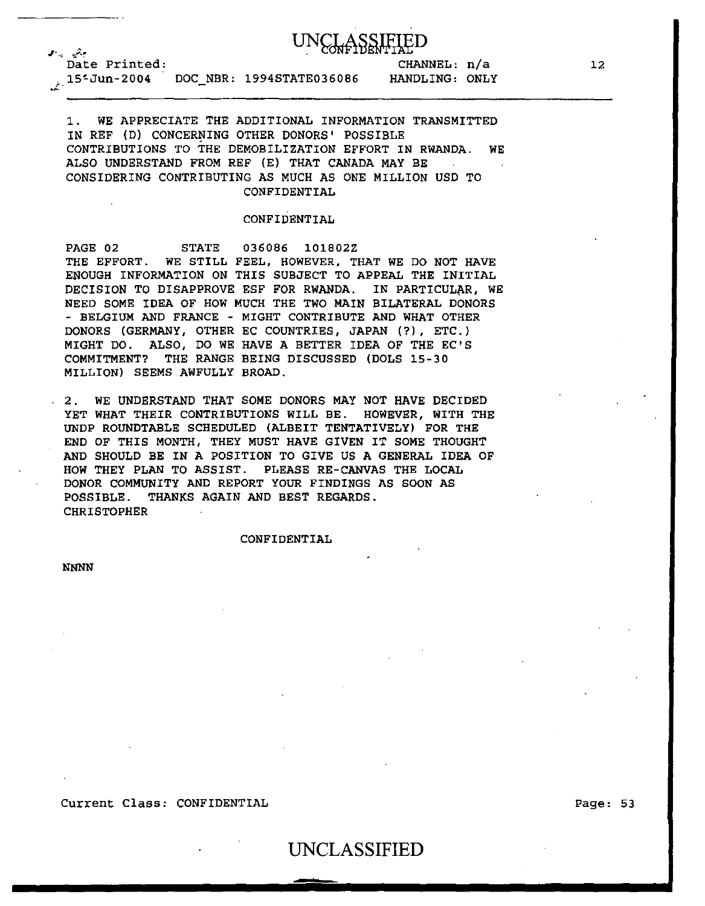1. WE APPRECIATE THE ADDITIONAL INFORMATION TRANSMITTED IN REF (D) CONCERNING OTHER DONORS' POSSIBLE CONTRIBUTIONS TO THE DEMOBILIZATION EFFORT IN RWANDA. WE ALSO UNDERSTAND FROM REF (E) THAT CANADA MAY BE CONSIDERING CONTRIBUTING AS MUCH AS ONE MILLION USD TO

CONFIDENTIAL

CONFIDENTIAL

PAGE 02 STATE 036086 101802Z

THE EFFORT. WE STILL FEEL, HOWEVER, THAT WE DO NOT HAVE ENOUGH INFORMATION ON THIS SUBJECT TO APPEAL THE INITIAL DECISION TO DISAPPROVE ESF FOR RWANDA. IN PARTICULAR, WE NEED SOME IDEA OF HOW MUCH THE TWO MAIN BILATERAL DONORS - BELGIUM AND FRANCE - MIGHT CONTRIBUTE AND WHAT OTHER DONORS (GERMANY, OTHER EC COUNTRIES, JAPAN (?), ETC.) MIGHT DO. ALSO, DO WE HAVE A BETTER IDEA OF THE EC'S COMMITMENT? THE RANGE BEING DISCUSSED (DOLS 15-30 MILLION) SEEMS AWFULLY BROAD.

2. WE UNDERSTAND THAT SOME DONORS MAY NOT HAVE DECIDED YET WHAT THEIR CONTRIBUTIONS WILL BE. HOWEVER, WITH THE UNDP ROUNDTABLE SCHEDULED (ALBEIT TENTATIVELY) FOR THE END OF THIS MONTH, THEY MUST HAVE GIVEN IT SOME THOUGHT AND SHOULD BE IN A POSITION TO GIVE US A GENERAL IDEA OF HOW THEY PLAN TO ASSIST. PLEASE RE-CANVAS THE LOCAL DONOR COMMUNITY AND REPORT YOUR FINDINGS AS SOON AS POSSIBLE. THANKS AGAIN AND BEST REGARDS.

CHRISTOPHER

CONFIDENTIAL

NNNN